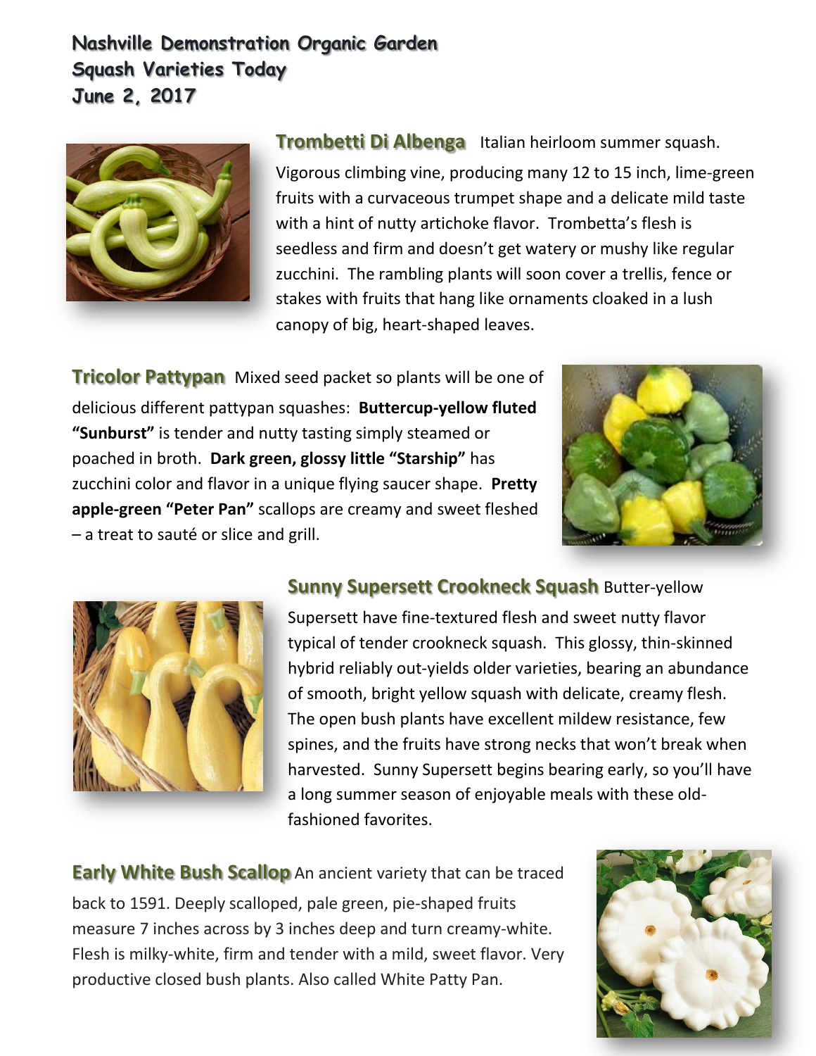# Nashville Demonstration Organic Garden
## Squash Varieties Today
## June 2, 2017

**Trombetti Di Albenga** Italian heirloom summer squash. Vigorous climbing vine, producing many 12 to 15 inch, lime-green fruits with a curvaceous trumpet shape and a delicate mild taste with a hint of nutty artichoke flavor. Trombetta's flesh is seedless and firm and doesn't get watery or mushy like regular zucchini. The rambling plants will soon cover a trellis, fence or stakes with fruits that hang like ornaments cloaked in a lush canopy of big, heart-shaped leaves.

**Tricolor Pattypan** Mixed seed packet so plants will be one of delicious different pattypan squashes: **Buttercup-yellow fluted "Sunburst"** is tender and nutty tasting simply steamed or poached in broth. **Dark green, glossy little "Starship"** has zucchini color and flavor in a unique flying saucer shape. **Pretty apple-green "Peter Pan"** scallops are creamy and sweet fleshed – a treat to sauté or slice and grill.

**Sunny Supersett Crookneck Squash** Butter-yellow Supersett have fine-textured flesh and sweet nutty flavor typical of tender crookneck squash. This glossy, thin-skinned hybrid reliably out-yields older varieties, bearing an abundance of smooth, bright yellow squash with delicate, creamy flesh. The open bush plants have excellent mildew resistance, few spines, and the fruits have strong necks that won't break when harvested. Sunny Supersett begins bearing early, so you'll have a long summer season of enjoyable meals with these old-fashioned favorites.

**Early White Bush Scallop** An ancient variety that can be traced back to 1591. Deeply scalloped, pale green, pie-shaped fruits measure 7 inches across by 3 inches deep and turn creamy-white. Flesh is milky-white, firm and tender with a mild, sweet flavor. Very productive closed bush plants. Also called White Patty Pan.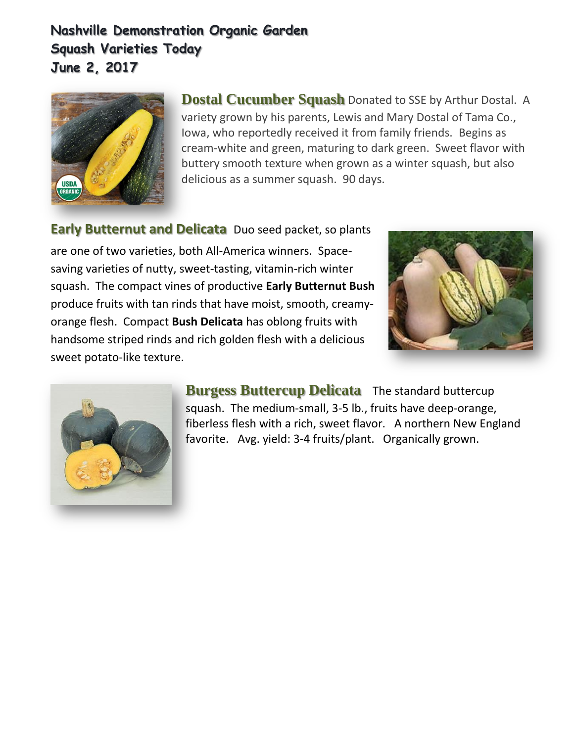**Nashville Demonstration Organic Garden**
**Squash Varieties Today**
**June 2, 2017**

**Dostal Cucumber Squash** Donated to SSE by Arthur Dostal. A variety grown by his parents, Lewis and Mary Dostal of Tama Co., Iowa, who reportedly received it from family friends. Begins as cream-white and green, maturing to dark green. Sweet flavor with buttery smooth texture when grown as a winter squash, but also delicious as a summer squash. 90 days.

**Early Butternut and Delicata** Duo seed packet, so plants are one of two varieties, both All-America winners. Space-saving varieties of nutty, sweet-tasting, vitamin-rich winter squash. The compact vines of productive **Early Butternut Bush** produce fruits with tan rinds that have moist, smooth, creamy-orange flesh. Compact **Bush Delicata** has oblong fruits with handsome striped rinds and rich golden flesh with a delicious sweet potato-like texture.

**Burgess Buttercup Delicata** The standard buttercup squash. The medium-small, 3-5 lb., fruits have deep-orange, fiberless flesh with a rich, sweet flavor. A northern New England favorite. Avg. yield: 3-4 fruits/plant. Organically grown.